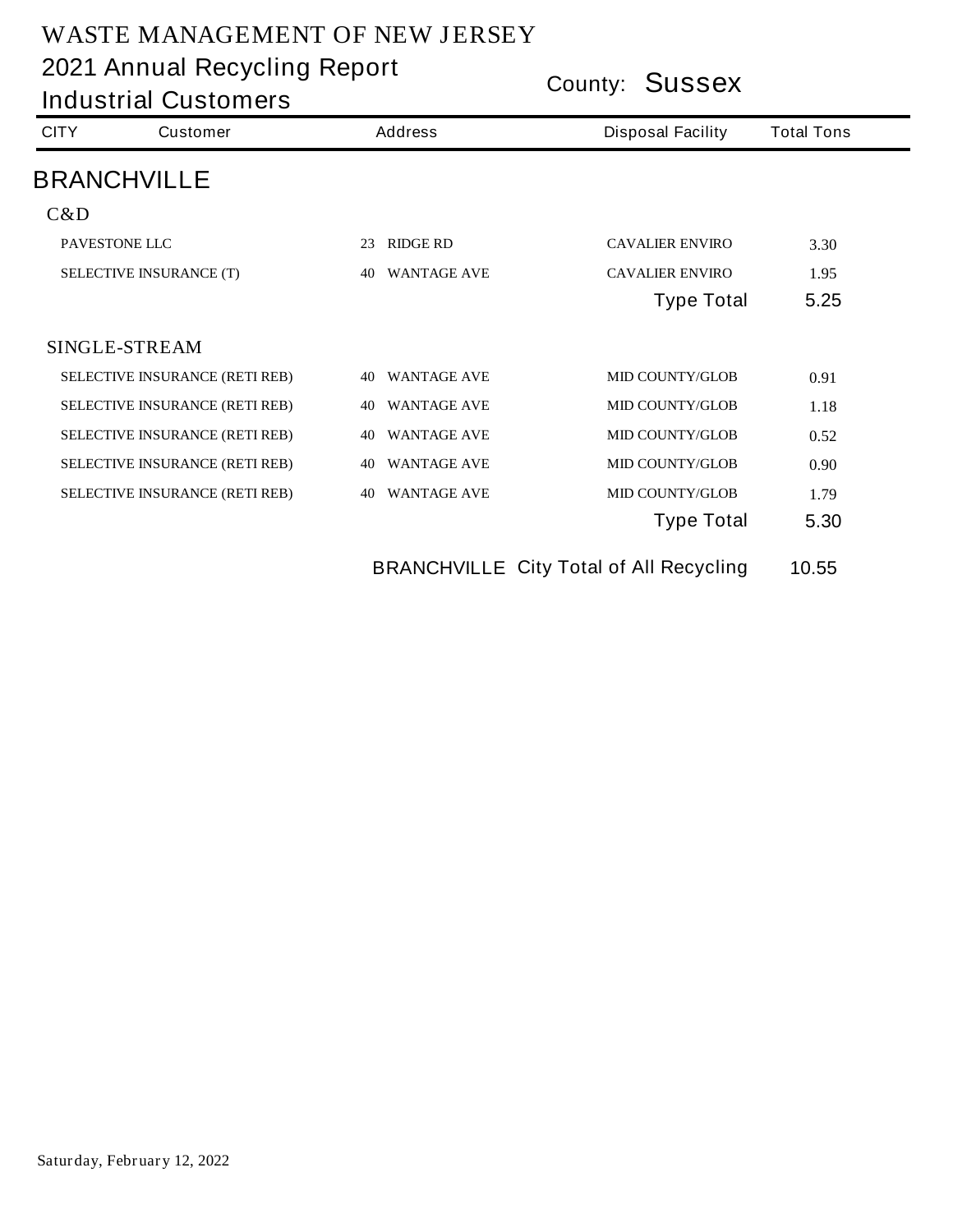# WASTE MANAGEMENT OF NEW JERSEY

## 2021 Annual Recycling Report

## Industrial Customers

County: **Sussex**

| CITY | Customer | Address | Disposal Facility | Total Tons |
|---|---|---|---|---|
| **BRANCHVILLE** | | | | |
| C&D | | | | |
| | PAVESTONE LLC | 23 RIDGE RD | CAVALIER ENVIRO | 3.30 |
| | SELECTIVE INSURANCE (T) | 40 WANTAGE AVE | CAVALIER ENVIRO | 1.95 |
| | | | Type Total | 5.25 |
| SINGLE-STREAM | | | | |
| | SELECTIVE INSURANCE (RETI REB) | 40 WANTAGE AVE | MID COUNTY/GLOB | 0.91 |
| | SELECTIVE INSURANCE (RETI REB) | 40 WANTAGE AVE | MID COUNTY/GLOB | 1.18 |
| | SELECTIVE INSURANCE (RETI REB) | 40 WANTAGE AVE | MID COUNTY/GLOB | 0.52 |
| | SELECTIVE INSURANCE (RETI REB) | 40 WANTAGE AVE | MID COUNTY/GLOB | 0.90 |
| | SELECTIVE INSURANCE (RETI REB) | 40 WANTAGE AVE | MID COUNTY/GLOB | 1.79 |
| | | | Type Total | 5.30 |
| | | BRANCHVILLE | City Total of All Recycling | 10.55 |

Saturday, February 12, 2022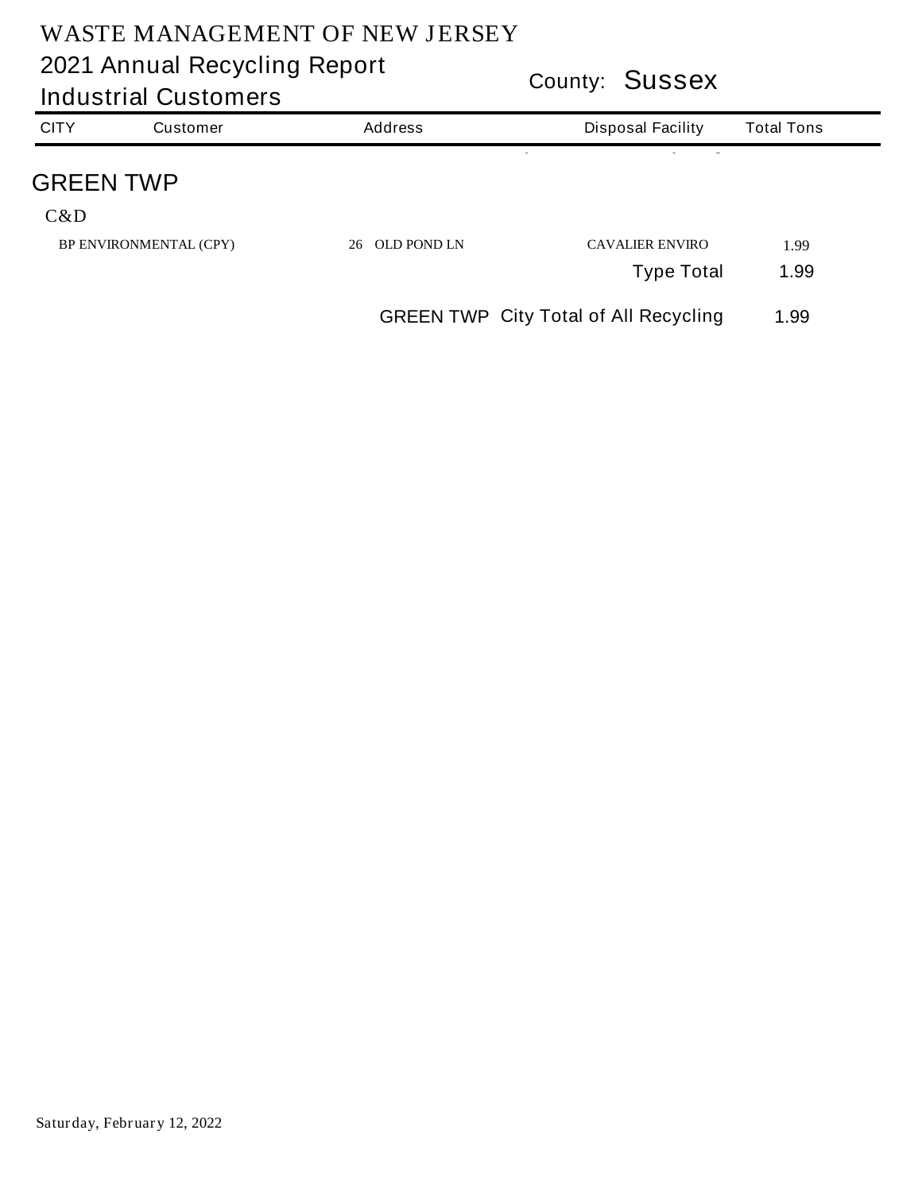# WASTE MANAGEMENT OF NEW JERSEY

## 2021 Annual Recycling Report

## Industrial Customers

County: **Sussex**

| CITY | Customer | Address | Disposal Facility | Total Tons |
|---|---|---|---|---|
| **GREEN TWP** | | | | |
| C&D | | | | |
| | BP ENVIRONMENTAL (CPY) | 26 OLD POND LN | CAVALIER ENVIRO | 1.99 |
| | | | Type Total | 1.99 |
| | | GREEN TWP | City Total of All Recycling | 1.99 |

Saturday, February 12, 2022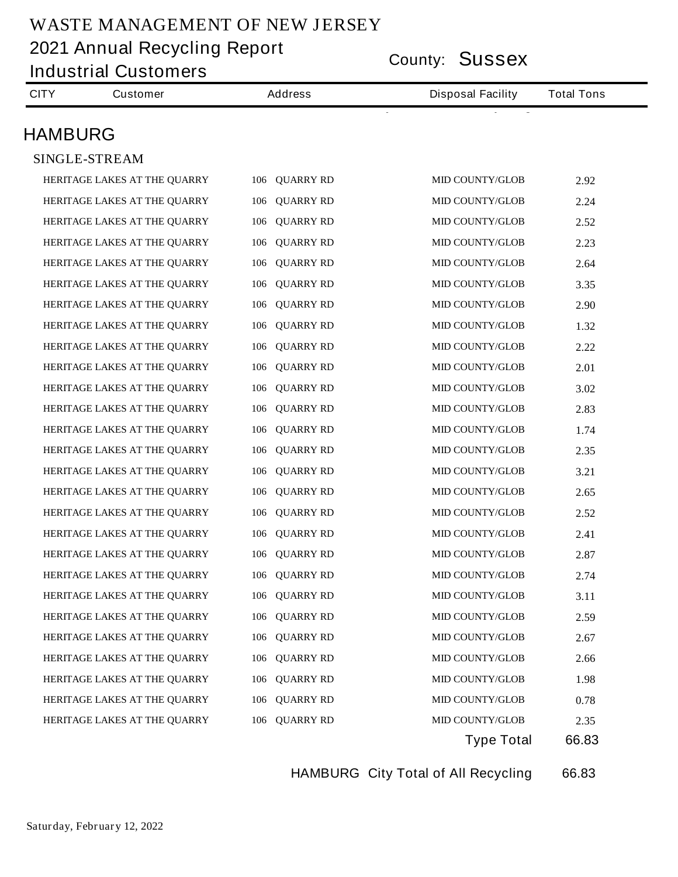# WASTE MANAGEMENT OF NEW JERSEY

## 2021 Annual Recycling Report

## Industrial Customers

County: **Sussex**

| CITY | Customer | Address | Disposal Facility | Total Tons |
|---|---|---|---|---|
| **HAMBURG** | | | | |
| SINGLE-STREAM | | | | |
| | HERITAGE LAKES AT THE QUARRY | 106 QUARRY RD | MID COUNTY/GLOB | 2.92 |
| | HERITAGE LAKES AT THE QUARRY | 106 QUARRY RD | MID COUNTY/GLOB | 2.24 |
| | HERITAGE LAKES AT THE QUARRY | 106 QUARRY RD | MID COUNTY/GLOB | 2.52 |
| | HERITAGE LAKES AT THE QUARRY | 106 QUARRY RD | MID COUNTY/GLOB | 2.23 |
| | HERITAGE LAKES AT THE QUARRY | 106 QUARRY RD | MID COUNTY/GLOB | 2.64 |
| | HERITAGE LAKES AT THE QUARRY | 106 QUARRY RD | MID COUNTY/GLOB | 3.35 |
| | HERITAGE LAKES AT THE QUARRY | 106 QUARRY RD | MID COUNTY/GLOB | 2.90 |
| | HERITAGE LAKES AT THE QUARRY | 106 QUARRY RD | MID COUNTY/GLOB | 1.32 |
| | HERITAGE LAKES AT THE QUARRY | 106 QUARRY RD | MID COUNTY/GLOB | 2.22 |
| | HERITAGE LAKES AT THE QUARRY | 106 QUARRY RD | MID COUNTY/GLOB | 2.01 |
| | HERITAGE LAKES AT THE QUARRY | 106 QUARRY RD | MID COUNTY/GLOB | 3.02 |
| | HERITAGE LAKES AT THE QUARRY | 106 QUARRY RD | MID COUNTY/GLOB | 2.83 |
| | HERITAGE LAKES AT THE QUARRY | 106 QUARRY RD | MID COUNTY/GLOB | 1.74 |
| | HERITAGE LAKES AT THE QUARRY | 106 QUARRY RD | MID COUNTY/GLOB | 2.35 |
| | HERITAGE LAKES AT THE QUARRY | 106 QUARRY RD | MID COUNTY/GLOB | 3.21 |
| | HERITAGE LAKES AT THE QUARRY | 106 QUARRY RD | MID COUNTY/GLOB | 2.65 |
| | HERITAGE LAKES AT THE QUARRY | 106 QUARRY RD | MID COUNTY/GLOB | 2.52 |
| | HERITAGE LAKES AT THE QUARRY | 106 QUARRY RD | MID COUNTY/GLOB | 2.41 |
| | HERITAGE LAKES AT THE QUARRY | 106 QUARRY RD | MID COUNTY/GLOB | 2.87 |
| | HERITAGE LAKES AT THE QUARRY | 106 QUARRY RD | MID COUNTY/GLOB | 2.74 |
| | HERITAGE LAKES AT THE QUARRY | 106 QUARRY RD | MID COUNTY/GLOB | 3.11 |
| | HERITAGE LAKES AT THE QUARRY | 106 QUARRY RD | MID COUNTY/GLOB | 2.59 |
| | HERITAGE LAKES AT THE QUARRY | 106 QUARRY RD | MID COUNTY/GLOB | 2.67 |
| | HERITAGE LAKES AT THE QUARRY | 106 QUARRY RD | MID COUNTY/GLOB | 2.66 |
| | HERITAGE LAKES AT THE QUARRY | 106 QUARRY RD | MID COUNTY/GLOB | 1.98 |
| | HERITAGE LAKES AT THE QUARRY | 106 QUARRY RD | MID COUNTY/GLOB | 0.78 |
| | HERITAGE LAKES AT THE QUARRY | 106 QUARRY RD | MID COUNTY/GLOB | 2.35 |
| | | | Type Total | 66.83 |
| | | | HAMBURG City Total of All Recycling | 66.83 |

Saturday, February 12, 2022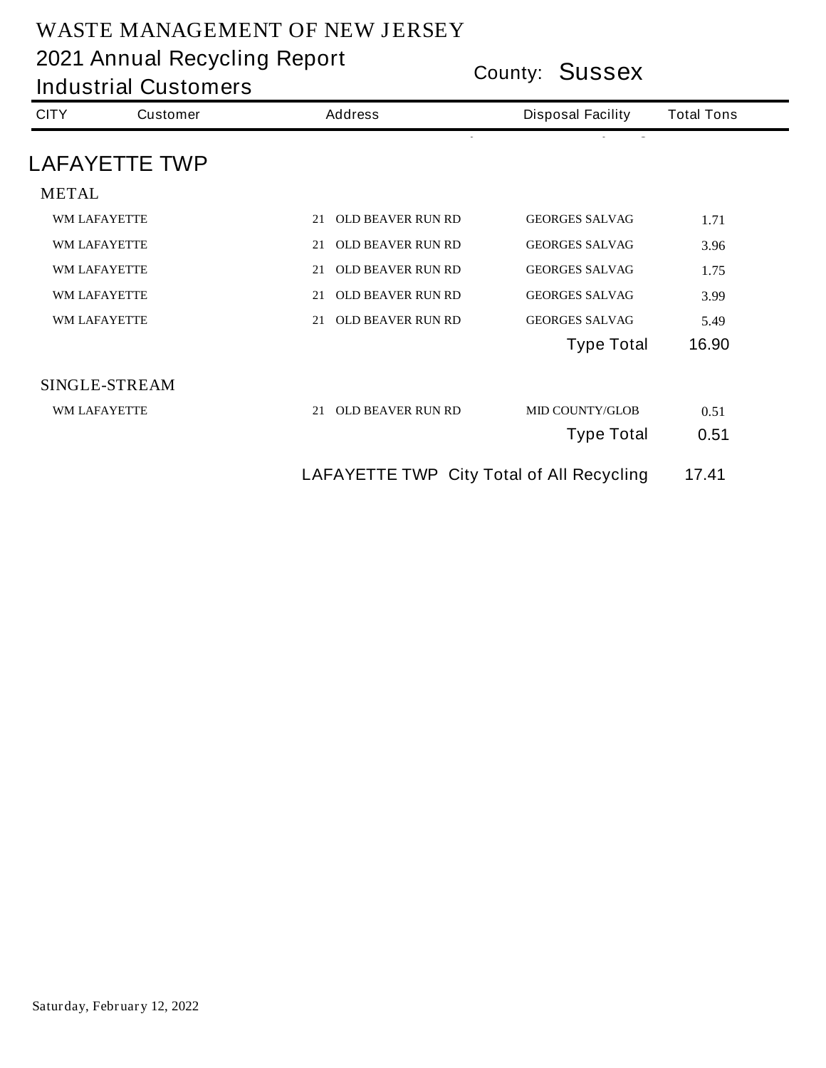# WASTE MANAGEMENT OF NEW JERSEY

## 2021 Annual Recycling Report

## Industrial Customers

County: **Sussex**

| CITY | Customer | Address | Disposal Facility | Total Tons |
|---|---|---|---|---|
| **LAFAYETTE TWP** | | | | |
| METAL | | | | |
| | WM LAFAYETTE | 21 OLD BEAVER RUN RD | GEORGES SALVAG | 1.71 |
| | WM LAFAYETTE | 21 OLD BEAVER RUN RD | GEORGES SALVAG | 3.96 |
| | WM LAFAYETTE | 21 OLD BEAVER RUN RD | GEORGES SALVAG | 1.75 |
| | WM LAFAYETTE | 21 OLD BEAVER RUN RD | GEORGES SALVAG | 3.99 |
| | WM LAFAYETTE | 21 OLD BEAVER RUN RD | GEORGES SALVAG | 5.49 |
| | | | Type Total | 16.90 |
| SINGLE-STREAM | | | | |
| | WM LAFAYETTE | 21 OLD BEAVER RUN RD | MID COUNTY/GLOB | 0.51 |
| | | | Type Total | 0.51 |
| | | LAFAYETTE TWP City Total of All Recycling | | 17.41 |

Saturday, February 12, 2022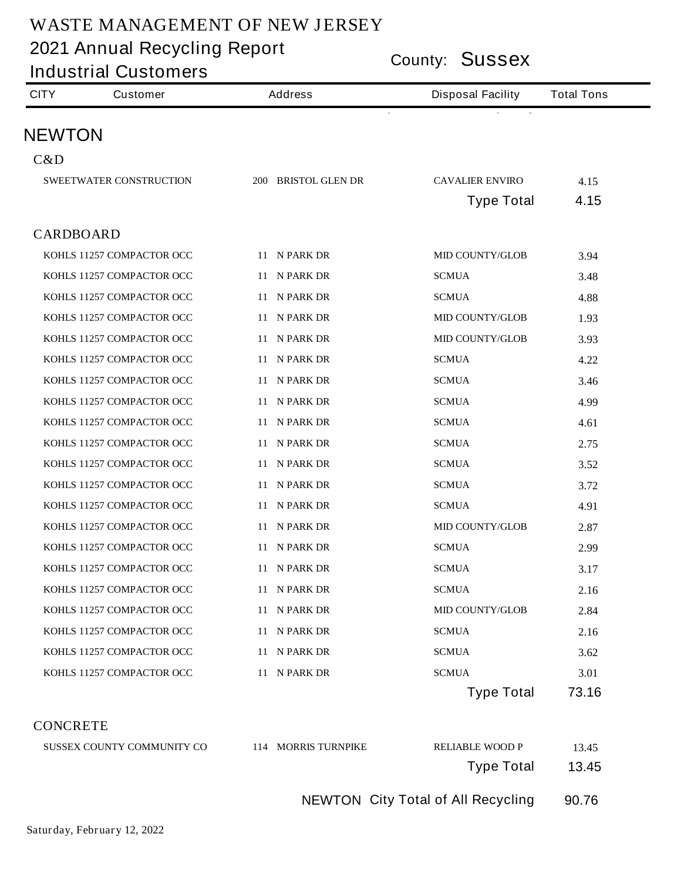# WASTE MANAGEMENT OF NEW JERSEY

## 2021 Annual Recycling Report

## Industrial Customers

County: **Sussex**

| CITY | Customer | Address | Disposal Facility | Total Tons |
|---|---|---|---|---|

## NEWTON

### C&D

| Customer | Address | Disposal Facility | Total Tons |
|---|---|---|---|
| SWEETWATER CONSTRUCTION | 200 BRISTOL GLEN DR | CAVALIER ENVIRO | 4.15 |
| | | Type Total | 4.15 |

### CARDBOARD

| Customer | Address | Disposal Facility | Total Tons |
|---|---|---|---|
| KOHLS 11257 COMPACTOR OCC | 11 N PARK DR | MID COUNTY/GLOB | 3.94 |
| KOHLS 11257 COMPACTOR OCC | 11 N PARK DR | SCMUA | 3.48 |
| KOHLS 11257 COMPACTOR OCC | 11 N PARK DR | SCMUA | 4.88 |
| KOHLS 11257 COMPACTOR OCC | 11 N PARK DR | MID COUNTY/GLOB | 1.93 |
| KOHLS 11257 COMPACTOR OCC | 11 N PARK DR | MID COUNTY/GLOB | 3.93 |
| KOHLS 11257 COMPACTOR OCC | 11 N PARK DR | SCMUA | 4.22 |
| KOHLS 11257 COMPACTOR OCC | 11 N PARK DR | SCMUA | 3.46 |
| KOHLS 11257 COMPACTOR OCC | 11 N PARK DR | SCMUA | 4.99 |
| KOHLS 11257 COMPACTOR OCC | 11 N PARK DR | SCMUA | 4.61 |
| KOHLS 11257 COMPACTOR OCC | 11 N PARK DR | SCMUA | 2.75 |
| KOHLS 11257 COMPACTOR OCC | 11 N PARK DR | SCMUA | 3.52 |
| KOHLS 11257 COMPACTOR OCC | 11 N PARK DR | SCMUA | 3.72 |
| KOHLS 11257 COMPACTOR OCC | 11 N PARK DR | SCMUA | 4.91 |
| KOHLS 11257 COMPACTOR OCC | 11 N PARK DR | MID COUNTY/GLOB | 2.87 |
| KOHLS 11257 COMPACTOR OCC | 11 N PARK DR | SCMUA | 2.99 |
| KOHLS 11257 COMPACTOR OCC | 11 N PARK DR | SCMUA | 3.17 |
| KOHLS 11257 COMPACTOR OCC | 11 N PARK DR | SCMUA | 2.16 |
| KOHLS 11257 COMPACTOR OCC | 11 N PARK DR | MID COUNTY/GLOB | 2.84 |
| KOHLS 11257 COMPACTOR OCC | 11 N PARK DR | SCMUA | 2.16 |
| KOHLS 11257 COMPACTOR OCC | 11 N PARK DR | SCMUA | 3.62 |
| KOHLS 11257 COMPACTOR OCC | 11 N PARK DR | SCMUA | 3.01 |
| | | Type Total | 73.16 |

### CONCRETE

| Customer | Address | Disposal Facility | Total Tons |
|---|---|---|---|
| SUSSEX COUNTY COMMUNITY CO | 114 MORRIS TURNPIKE | RELIABLE WOOD P | 13.45 |
| | | Type Total | 13.45 |

NEWTON City Total of All Recycling: 90.76

Saturday, February 12, 2022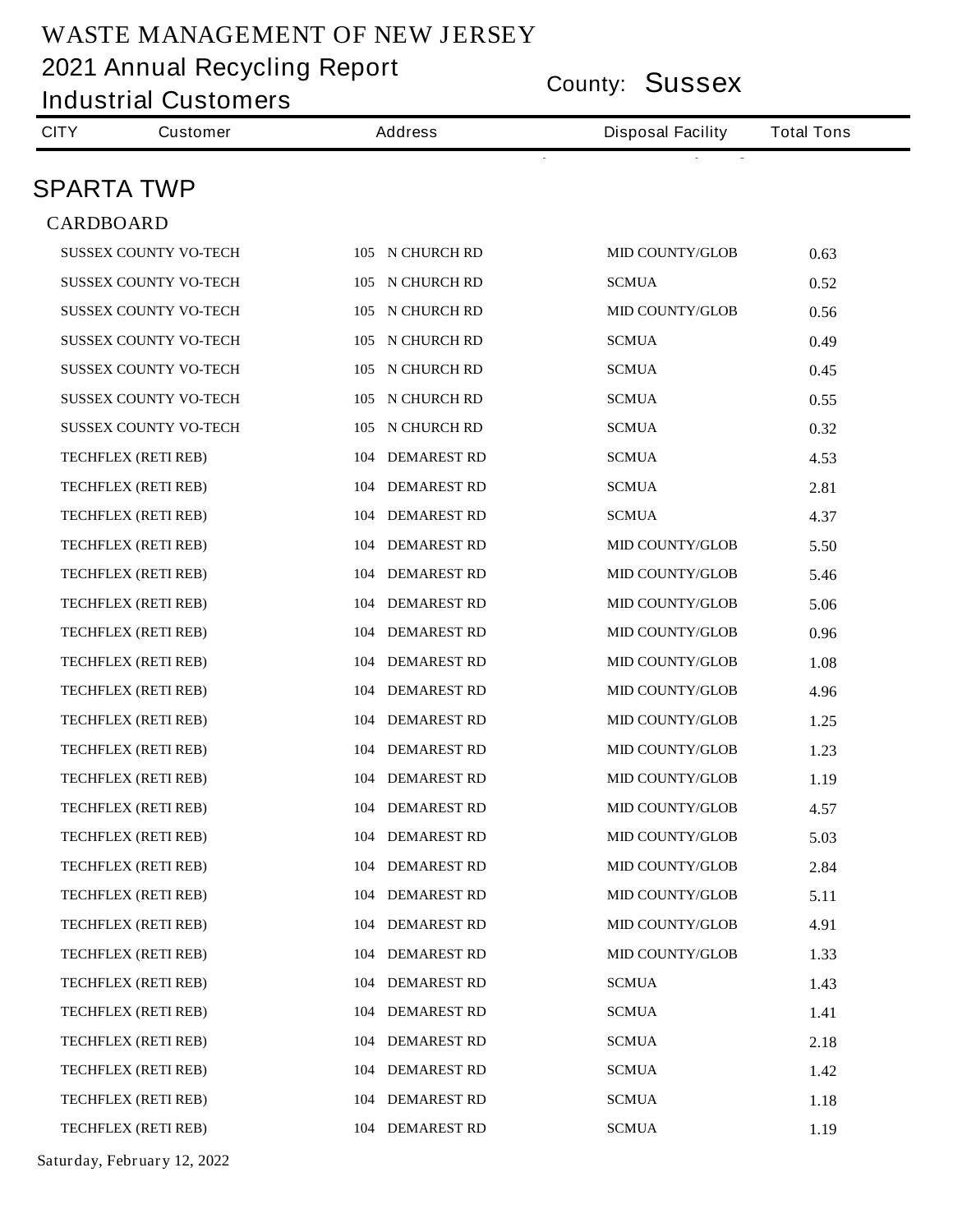# WASTE MANAGEMENT OF NEW JERSEY

## 2021 Annual Recycling Report

## Industrial Customers

County: **Sussex**

| CITY | Customer | Address | Disposal Facility | Total Tons |
|---|---|---|---|---|

## SPARTA TWP

### CARDBOARD

| Customer | Address | Disposal Facility | Total Tons |
|---|---|---|---|
| SUSSEX COUNTY VO-TECH | 105 N CHURCH RD | MID COUNTY/GLOB | 0.63 |
| SUSSEX COUNTY VO-TECH | 105 N CHURCH RD | SCMUA | 0.52 |
| SUSSEX COUNTY VO-TECH | 105 N CHURCH RD | MID COUNTY/GLOB | 0.56 |
| SUSSEX COUNTY VO-TECH | 105 N CHURCH RD | SCMUA | 0.49 |
| SUSSEX COUNTY VO-TECH | 105 N CHURCH RD | SCMUA | 0.45 |
| SUSSEX COUNTY VO-TECH | 105 N CHURCH RD | SCMUA | 0.55 |
| SUSSEX COUNTY VO-TECH | 105 N CHURCH RD | SCMUA | 0.32 |
| TECHFLEX (RETI REB) | 104 DEMAREST RD | SCMUA | 4.53 |
| TECHFLEX (RETI REB) | 104 DEMAREST RD | SCMUA | 2.81 |
| TECHFLEX (RETI REB) | 104 DEMAREST RD | SCMUA | 4.37 |
| TECHFLEX (RETI REB) | 104 DEMAREST RD | MID COUNTY/GLOB | 5.50 |
| TECHFLEX (RETI REB) | 104 DEMAREST RD | MID COUNTY/GLOB | 5.46 |
| TECHFLEX (RETI REB) | 104 DEMAREST RD | MID COUNTY/GLOB | 5.06 |
| TECHFLEX (RETI REB) | 104 DEMAREST RD | MID COUNTY/GLOB | 0.96 |
| TECHFLEX (RETI REB) | 104 DEMAREST RD | MID COUNTY/GLOB | 1.08 |
| TECHFLEX (RETI REB) | 104 DEMAREST RD | MID COUNTY/GLOB | 4.96 |
| TECHFLEX (RETI REB) | 104 DEMAREST RD | MID COUNTY/GLOB | 1.25 |
| TECHFLEX (RETI REB) | 104 DEMAREST RD | MID COUNTY/GLOB | 1.23 |
| TECHFLEX (RETI REB) | 104 DEMAREST RD | MID COUNTY/GLOB | 1.19 |
| TECHFLEX (RETI REB) | 104 DEMAREST RD | MID COUNTY/GLOB | 4.57 |
| TECHFLEX (RETI REB) | 104 DEMAREST RD | MID COUNTY/GLOB | 5.03 |
| TECHFLEX (RETI REB) | 104 DEMAREST RD | MID COUNTY/GLOB | 2.84 |
| TECHFLEX (RETI REB) | 104 DEMAREST RD | MID COUNTY/GLOB | 5.11 |
| TECHFLEX (RETI REB) | 104 DEMAREST RD | MID COUNTY/GLOB | 4.91 |
| TECHFLEX (RETI REB) | 104 DEMAREST RD | MID COUNTY/GLOB | 1.33 |
| TECHFLEX (RETI REB) | 104 DEMAREST RD | SCMUA | 1.43 |
| TECHFLEX (RETI REB) | 104 DEMAREST RD | SCMUA | 1.41 |
| TECHFLEX (RETI REB) | 104 DEMAREST RD | SCMUA | 2.18 |
| TECHFLEX (RETI REB) | 104 DEMAREST RD | SCMUA | 1.42 |
| TECHFLEX (RETI REB) | 104 DEMAREST RD | SCMUA | 1.18 |
| TECHFLEX (RETI REB) | 104 DEMAREST RD | SCMUA | 1.19 |

Saturday, February 12, 2022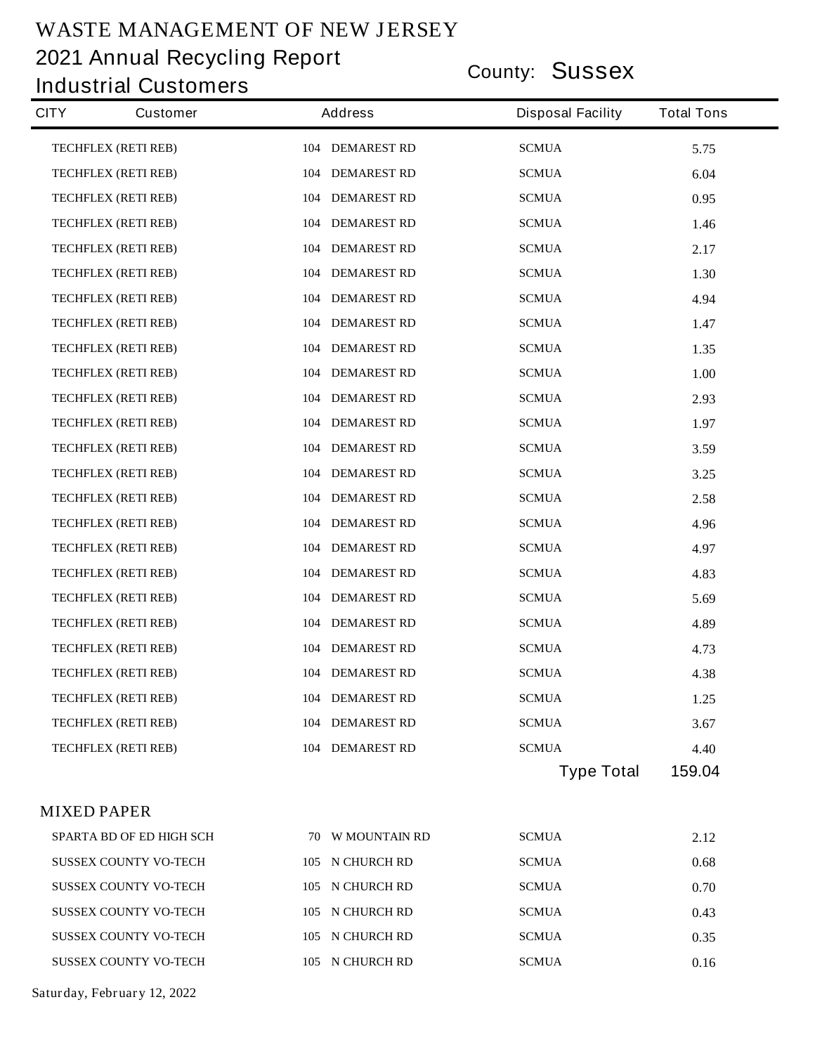# WASTE MANAGEMENT OF NEW JERSEY

## 2021 Annual Recycling Report

## Industrial Customers

County: **Sussex**

| CITY | Customer | Address | Disposal Facility | Total Tons |
|---|---|---|---|---|
| | TECHFLEX (RETI REB) | 104 DEMAREST RD | SCMUA | 5.75 |
| | TECHFLEX (RETI REB) | 104 DEMAREST RD | SCMUA | 6.04 |
| | TECHFLEX (RETI REB) | 104 DEMAREST RD | SCMUA | 0.95 |
| | TECHFLEX (RETI REB) | 104 DEMAREST RD | SCMUA | 1.46 |
| | TECHFLEX (RETI REB) | 104 DEMAREST RD | SCMUA | 2.17 |
| | TECHFLEX (RETI REB) | 104 DEMAREST RD | SCMUA | 1.30 |
| | TECHFLEX (RETI REB) | 104 DEMAREST RD | SCMUA | 4.94 |
| | TECHFLEX (RETI REB) | 104 DEMAREST RD | SCMUA | 1.47 |
| | TECHFLEX (RETI REB) | 104 DEMAREST RD | SCMUA | 1.35 |
| | TECHFLEX (RETI REB) | 104 DEMAREST RD | SCMUA | 1.00 |
| | TECHFLEX (RETI REB) | 104 DEMAREST RD | SCMUA | 2.93 |
| | TECHFLEX (RETI REB) | 104 DEMAREST RD | SCMUA | 1.97 |
| | TECHFLEX (RETI REB) | 104 DEMAREST RD | SCMUA | 3.59 |
| | TECHFLEX (RETI REB) | 104 DEMAREST RD | SCMUA | 3.25 |
| | TECHFLEX (RETI REB) | 104 DEMAREST RD | SCMUA | 2.58 |
| | TECHFLEX (RETI REB) | 104 DEMAREST RD | SCMUA | 4.96 |
| | TECHFLEX (RETI REB) | 104 DEMAREST RD | SCMUA | 4.97 |
| | TECHFLEX (RETI REB) | 104 DEMAREST RD | SCMUA | 4.83 |
| | TECHFLEX (RETI REB) | 104 DEMAREST RD | SCMUA | 5.69 |
| | TECHFLEX (RETI REB) | 104 DEMAREST RD | SCMUA | 4.89 |
| | TECHFLEX (RETI REB) | 104 DEMAREST RD | SCMUA | 4.73 |
| | TECHFLEX (RETI REB) | 104 DEMAREST RD | SCMUA | 4.38 |
| | TECHFLEX (RETI REB) | 104 DEMAREST RD | SCMUA | 1.25 |
| | TECHFLEX (RETI REB) | 104 DEMAREST RD | SCMUA | 3.67 |
| | TECHFLEX (RETI REB) | 104 DEMAREST RD | SCMUA | 4.40 |
| | | | Type Total | 159.04 |

MIXED PAPER

| CITY | Customer | Address | Disposal Facility | Total Tons |
|---|---|---|---|---|
| | SPARTA BD OF ED HIGH SCH | 70 W MOUNTAIN RD | SCMUA | 2.12 |
| | SUSSEX COUNTY VO-TECH | 105 N CHURCH RD | SCMUA | 0.68 |
| | SUSSEX COUNTY VO-TECH | 105 N CHURCH RD | SCMUA | 0.70 |
| | SUSSEX COUNTY VO-TECH | 105 N CHURCH RD | SCMUA | 0.43 |
| | SUSSEX COUNTY VO-TECH | 105 N CHURCH RD | SCMUA | 0.35 |
| | SUSSEX COUNTY VO-TECH | 105 N CHURCH RD | SCMUA | 0.16 |

Saturday, February 12, 2022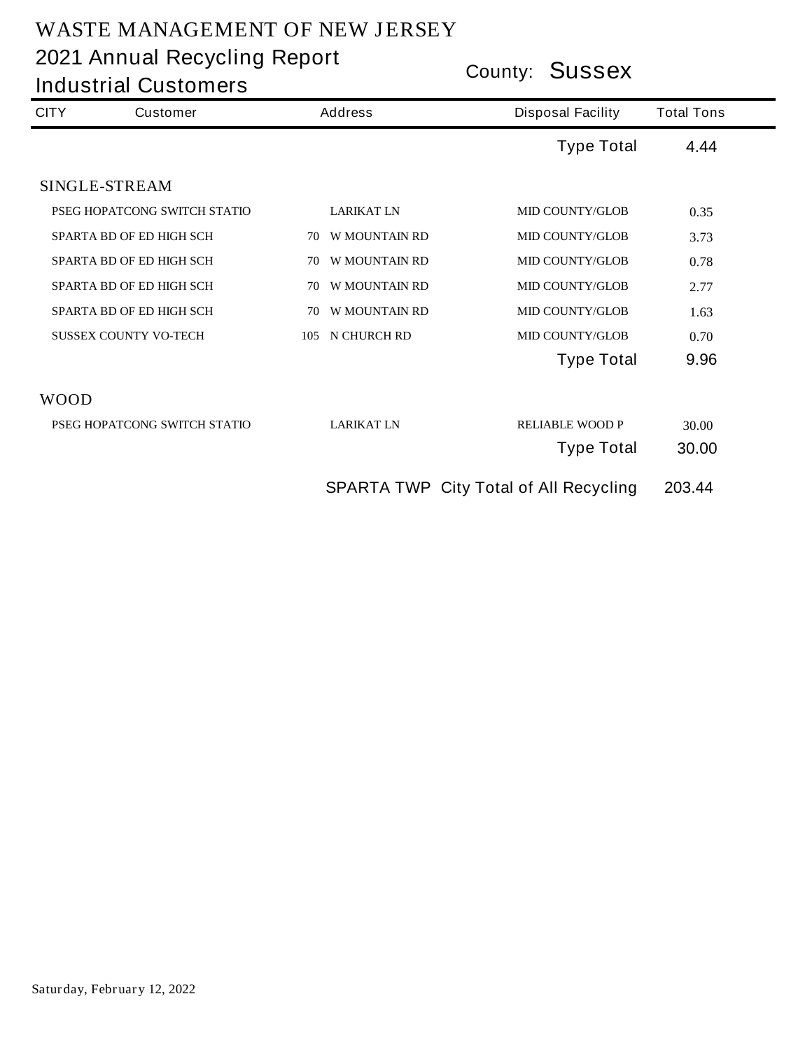# WASTE MANAGEMENT OF NEW JERSEY

## 2021 Annual Recycling Report

## Industrial Customers

County: **Sussex**

| CITY | Customer | Address | Disposal Facility | Total Tons |
|---|---|---|---|---|
| | | | Type Total | 4.44 |
| SINGLE-STREAM | | | | |
| | PSEG HOPATCONG SWITCH STATIO | LARIKAT LN | MID COUNTY/GLOB | 0.35 |
| | SPARTA BD OF ED HIGH SCH | 70 W MOUNTAIN RD | MID COUNTY/GLOB | 3.73 |
| | SPARTA BD OF ED HIGH SCH | 70 W MOUNTAIN RD | MID COUNTY/GLOB | 0.78 |
| | SPARTA BD OF ED HIGH SCH | 70 W MOUNTAIN RD | MID COUNTY/GLOB | 2.77 |
| | SPARTA BD OF ED HIGH SCH | 70 W MOUNTAIN RD | MID COUNTY/GLOB | 1.63 |
| | SUSSEX COUNTY VO-TECH | 105 N CHURCH RD | MID COUNTY/GLOB | 0.70 |
| | | | Type Total | 9.96 |
| WOOD | | | | |
| | PSEG HOPATCONG SWITCH STATIO | LARIKAT LN | RELIABLE WOOD P | 30.00 |
| | | | Type Total | 30.00 |
| | | | SPARTA TWP City Total of All Recycling | 203.44 |

Saturday, February 12, 2022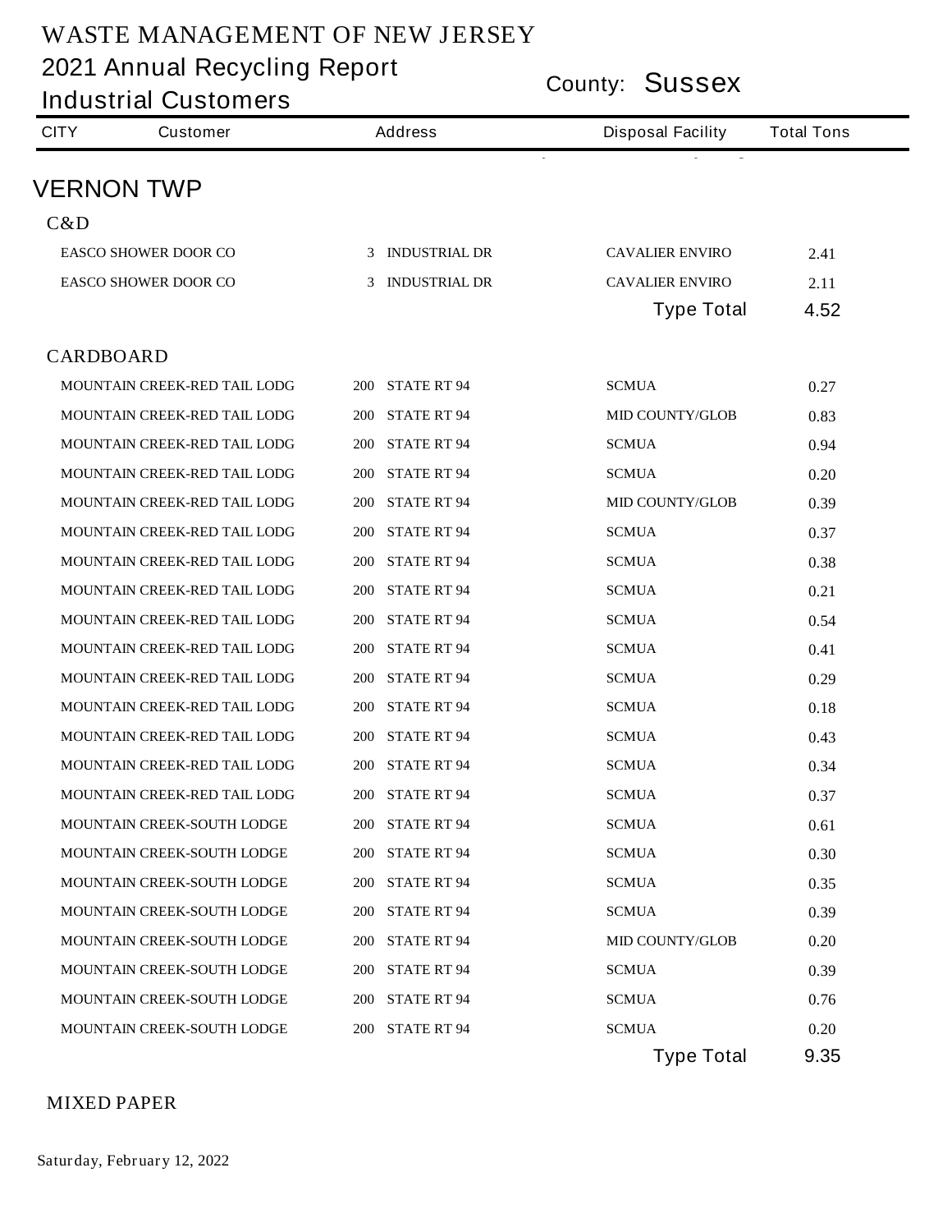# WASTE MANAGEMENT OF NEW JERSEY

## 2021 Annual Recycling Report

## Industrial Customers

County: Sussex

| CITY | Customer | Address | Disposal Facility | Total Tons |
|---|---|---|---|---|

## VERNON TWP

### C&D

| Customer | Address | Disposal Facility | Total Tons |
|---|---|---|---|
| EASCO SHOWER DOOR CO | 3 INDUSTRIAL DR | CAVALIER ENVIRO | 2.41 |
| EASCO SHOWER DOOR CO | 3 INDUSTRIAL DR | CAVALIER ENVIRO | 2.11 |
| | | Type Total | 4.52 |

### CARDBOARD

| Customer | Address | Disposal Facility | Total Tons |
|---|---|---|---|
| MOUNTAIN CREEK-RED TAIL LODG | 200 STATE RT 94 | SCMUA | 0.27 |
| MOUNTAIN CREEK-RED TAIL LODG | 200 STATE RT 94 | MID COUNTY/GLOB | 0.83 |
| MOUNTAIN CREEK-RED TAIL LODG | 200 STATE RT 94 | SCMUA | 0.94 |
| MOUNTAIN CREEK-RED TAIL LODG | 200 STATE RT 94 | SCMUA | 0.20 |
| MOUNTAIN CREEK-RED TAIL LODG | 200 STATE RT 94 | MID COUNTY/GLOB | 0.39 |
| MOUNTAIN CREEK-RED TAIL LODG | 200 STATE RT 94 | SCMUA | 0.37 |
| MOUNTAIN CREEK-RED TAIL LODG | 200 STATE RT 94 | SCMUA | 0.38 |
| MOUNTAIN CREEK-RED TAIL LODG | 200 STATE RT 94 | SCMUA | 0.21 |
| MOUNTAIN CREEK-RED TAIL LODG | 200 STATE RT 94 | SCMUA | 0.54 |
| MOUNTAIN CREEK-RED TAIL LODG | 200 STATE RT 94 | SCMUA | 0.41 |
| MOUNTAIN CREEK-RED TAIL LODG | 200 STATE RT 94 | SCMUA | 0.29 |
| MOUNTAIN CREEK-RED TAIL LODG | 200 STATE RT 94 | SCMUA | 0.18 |
| MOUNTAIN CREEK-RED TAIL LODG | 200 STATE RT 94 | SCMUA | 0.43 |
| MOUNTAIN CREEK-RED TAIL LODG | 200 STATE RT 94 | SCMUA | 0.34 |
| MOUNTAIN CREEK-RED TAIL LODG | 200 STATE RT 94 | SCMUA | 0.37 |
| MOUNTAIN CREEK-SOUTH LODGE | 200 STATE RT 94 | SCMUA | 0.61 |
| MOUNTAIN CREEK-SOUTH LODGE | 200 STATE RT 94 | SCMUA | 0.30 |
| MOUNTAIN CREEK-SOUTH LODGE | 200 STATE RT 94 | SCMUA | 0.35 |
| MOUNTAIN CREEK-SOUTH LODGE | 200 STATE RT 94 | SCMUA | 0.39 |
| MOUNTAIN CREEK-SOUTH LODGE | 200 STATE RT 94 | MID COUNTY/GLOB | 0.20 |
| MOUNTAIN CREEK-SOUTH LODGE | 200 STATE RT 94 | SCMUA | 0.39 |
| MOUNTAIN CREEK-SOUTH LODGE | 200 STATE RT 94 | SCMUA | 0.76 |
| MOUNTAIN CREEK-SOUTH LODGE | 200 STATE RT 94 | SCMUA | 0.20 |
| | | Type Total | 9.35 |

### MIXED PAPER

Saturday, February 12, 2022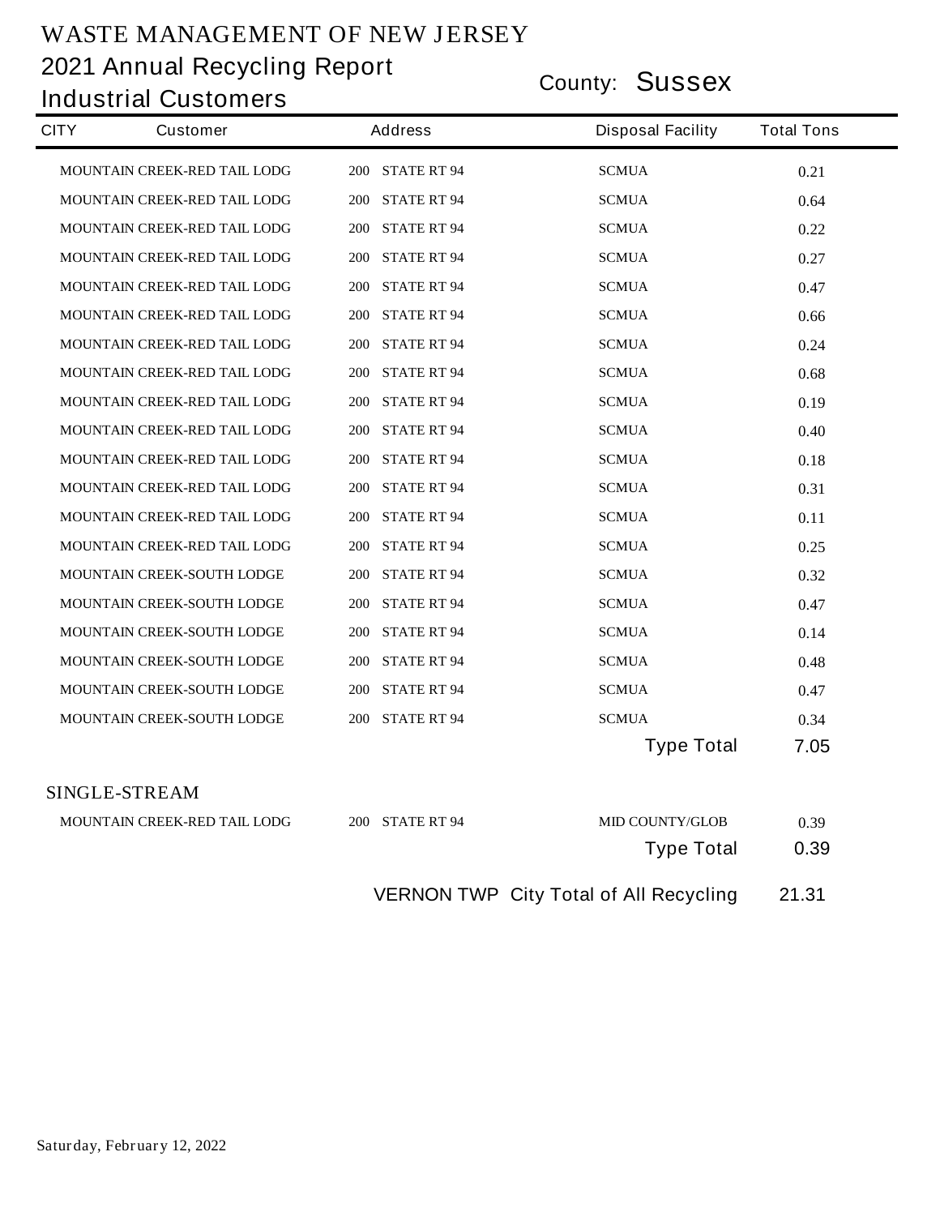# WASTE MANAGEMENT OF NEW JERSEY

## 2021 Annual Recycling Report

## Industrial Customers

County: **Sussex**

| CITY | Customer | Address | Disposal Facility | Total Tons |
|---|---|---|---|---|
| | MOUNTAIN CREEK-RED TAIL LODG | 200 STATE RT 94 | SCMUA | 0.21 |
| | MOUNTAIN CREEK-RED TAIL LODG | 200 STATE RT 94 | SCMUA | 0.64 |
| | MOUNTAIN CREEK-RED TAIL LODG | 200 STATE RT 94 | SCMUA | 0.22 |
| | MOUNTAIN CREEK-RED TAIL LODG | 200 STATE RT 94 | SCMUA | 0.27 |
| | MOUNTAIN CREEK-RED TAIL LODG | 200 STATE RT 94 | SCMUA | 0.47 |
| | MOUNTAIN CREEK-RED TAIL LODG | 200 STATE RT 94 | SCMUA | 0.66 |
| | MOUNTAIN CREEK-RED TAIL LODG | 200 STATE RT 94 | SCMUA | 0.24 |
| | MOUNTAIN CREEK-RED TAIL LODG | 200 STATE RT 94 | SCMUA | 0.68 |
| | MOUNTAIN CREEK-RED TAIL LODG | 200 STATE RT 94 | SCMUA | 0.19 |
| | MOUNTAIN CREEK-RED TAIL LODG | 200 STATE RT 94 | SCMUA | 0.40 |
| | MOUNTAIN CREEK-RED TAIL LODG | 200 STATE RT 94 | SCMUA | 0.18 |
| | MOUNTAIN CREEK-RED TAIL LODG | 200 STATE RT 94 | SCMUA | 0.31 |
| | MOUNTAIN CREEK-RED TAIL LODG | 200 STATE RT 94 | SCMUA | 0.11 |
| | MOUNTAIN CREEK-RED TAIL LODG | 200 STATE RT 94 | SCMUA | 0.25 |
| | MOUNTAIN CREEK-SOUTH LODGE | 200 STATE RT 94 | SCMUA | 0.32 |
| | MOUNTAIN CREEK-SOUTH LODGE | 200 STATE RT 94 | SCMUA | 0.47 |
| | MOUNTAIN CREEK-SOUTH LODGE | 200 STATE RT 94 | SCMUA | 0.14 |
| | MOUNTAIN CREEK-SOUTH LODGE | 200 STATE RT 94 | SCMUA | 0.48 |
| | MOUNTAIN CREEK-SOUTH LODGE | 200 STATE RT 94 | SCMUA | 0.47 |
| | MOUNTAIN CREEK-SOUTH LODGE | 200 STATE RT 94 | SCMUA | 0.34 |
| | | | **Type Total** | **7.05** |
| SINGLE-STREAM | | | | |
| | MOUNTAIN CREEK-RED TAIL LODG | 200 STATE RT 94 | MID COUNTY/GLOB | 0.39 |
| | | | **Type Total** | **0.39** |
| | | | **VERNON TWP City Total of All Recycling** | **21.31** |

Saturday, February 12, 2022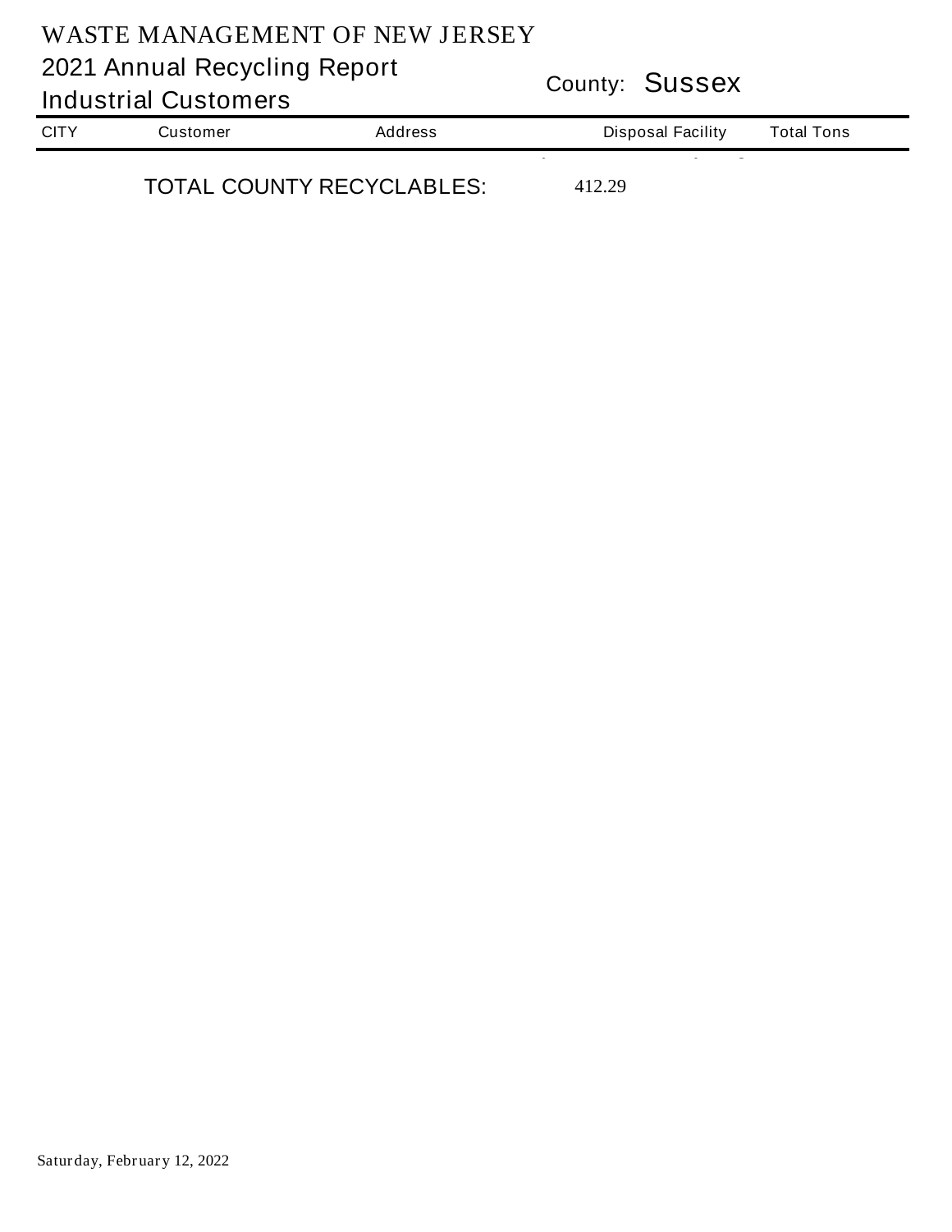# WASTE MANAGEMENT OF NEW JERSEY

## 2021 Annual Recycling Report

## Industrial Customers

County: **Sussex**

| CITY | Customer | Address | Disposal Facility | Total Tons |
| --- | --- | --- | --- | --- |

TOTAL COUNTY RECYCLABLES: 412.29

Saturday, February 12, 2022